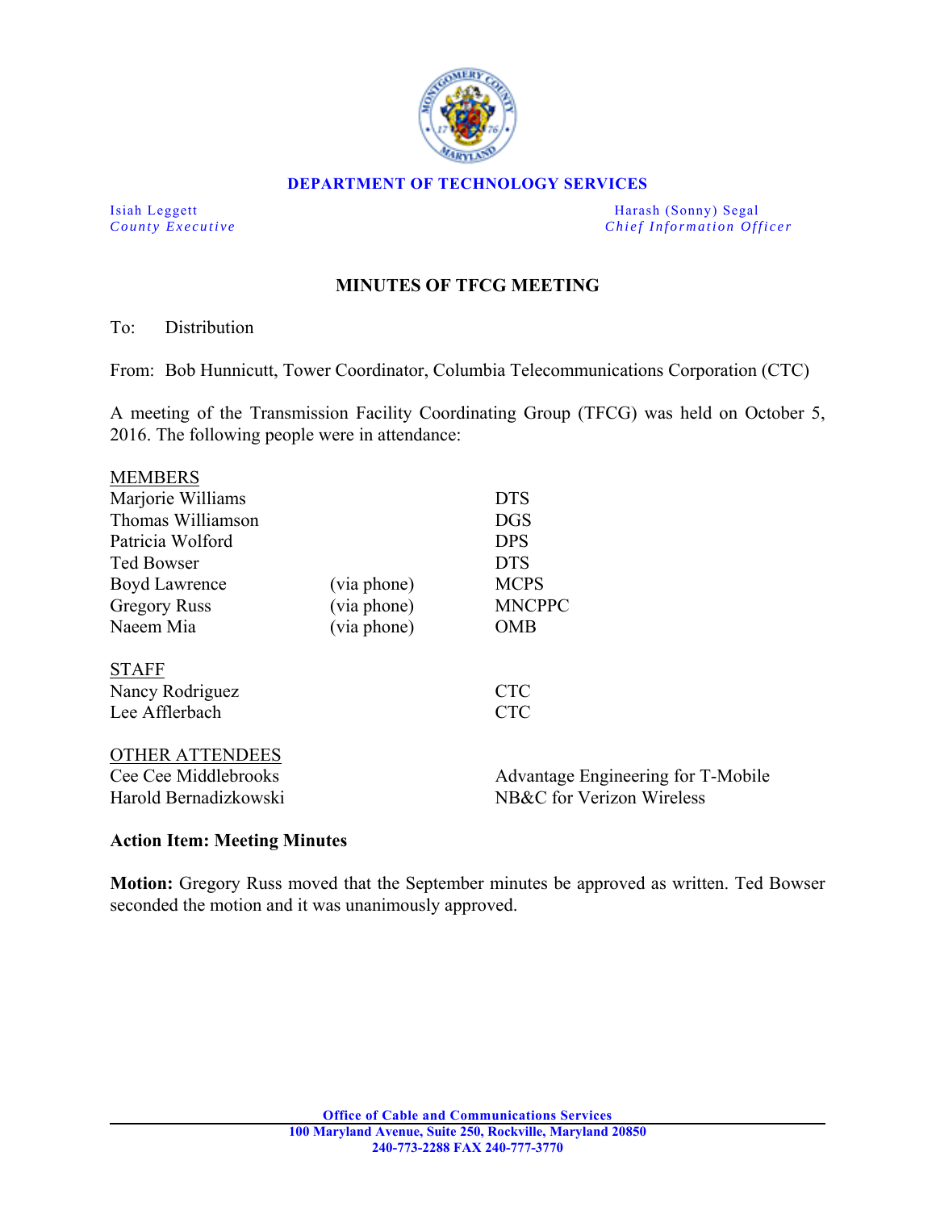**DEPARTMENT OF TECHNOLOGY SERVICES**

| Isiah Leggett | Harash (Sonny) Segal |
|---|---|
| *County Executive* | *Chief Information Officer* |

## MINUTES OF TFCG MEETING

To: Distribution

From: Bob Hunnicutt, Tower Coordinator, Columbia Telecommunications Corporation (CTC)

A meeting of the Transmission Facility Coordinating Group (TFCG) was held on October 5, 2016. The following people were in attendance:

MEMBERS

| Name | | Agency |
|---|---|---|
| Marjorie Williams | | DTS |
| Thomas Williamson | | DGS |
| Patricia Wolford | | DPS |
| Ted Bowser | | DTS |
| Boyd Lawrence | (via phone) | MCPS |
| Gregory Russ | (via phone) | MNCPPC |
| Naeem Mia | (via phone) | OMB |

STAFF

| Name | Organization |
|---|---|
| Nancy Rodriguez | CTC |
| Lee Afflerbach | CTC |

OTHER ATTENDEES

| Name | Organization |
|---|---|
| Cee Cee Middlebrooks | Advantage Engineering for T-Mobile |
| Harold Bernadizkowski | NB&C for Verizon Wireless |

**Action Item: Meeting Minutes**

**Motion:** Gregory Russ moved that the September minutes be approved as written. Ted Bowser seconded the motion and it was unanimously approved.

**Office of Cable and Communications Services**
**100 Maryland Avenue, Suite 250, Rockville, Maryland 20850**
**240-773-2288 FAX 240-777-3770**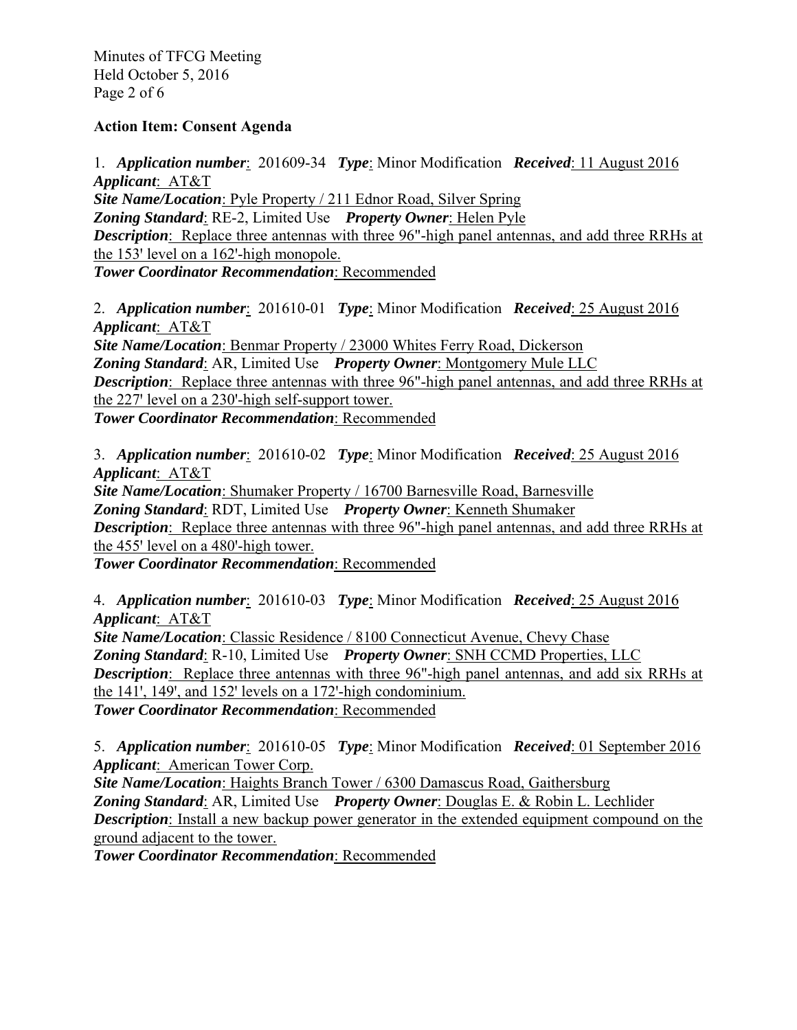**Action Item: Consent Agenda**

1. ***Application number***: 201609-34 ***Type***: Minor Modification ***Received***: 11 August 2016
***Applicant***: AT&T
***Site Name/Location***: Pyle Property / 211 Ednor Road, Silver Spring
***Zoning Standard***: RE-2, Limited Use ***Property Owner***: Helen Pyle
***Description***: Replace three antennas with three 96"-high panel antennas, and add three RRHs at the 153' level on a 162'-high monopole.
***Tower Coordinator Recommendation***: Recommended

2. ***Application number***: 201610-01 ***Type***: Minor Modification ***Received***: 25 August 2016
***Applicant***: AT&T
***Site Name/Location***: Benmar Property / 23000 Whites Ferry Road, Dickerson
***Zoning Standard***: AR, Limited Use ***Property Owner***: Montgomery Mule LLC
***Description***: Replace three antennas with three 96"-high panel antennas, and add three RRHs at the 227' level on a 230'-high self-support tower.
***Tower Coordinator Recommendation***: Recommended

3. ***Application number***: 201610-02 ***Type***: Minor Modification ***Received***: 25 August 2016
***Applicant***: AT&T
***Site Name/Location***: Shumaker Property / 16700 Barnesville Road, Barnesville
***Zoning Standard***: RDT, Limited Use ***Property Owner***: Kenneth Shumaker
***Description***: Replace three antennas with three 96"-high panel antennas, and add three RRHs at the 455' level on a 480'-high tower.
***Tower Coordinator Recommendation***: Recommended

4. ***Application number***: 201610-03 ***Type***: Minor Modification ***Received***: 25 August 2016
***Applicant***: AT&T
***Site Name/Location***: Classic Residence / 8100 Connecticut Avenue, Chevy Chase
***Zoning Standard***: R-10, Limited Use ***Property Owner***: SNH CCMD Properties, LLC
***Description***: Replace three antennas with three 96"-high panel antennas, and add six RRHs at the 141', 149', and 152' levels on a 172'-high condominium.
***Tower Coordinator Recommendation***: Recommended

5. ***Application number***: 201610-05 ***Type***: Minor Modification ***Received***: 01 September 2016
***Applicant***: American Tower Corp.
***Site Name/Location***: Haights Branch Tower / 6300 Damascus Road, Gaithersburg
***Zoning Standard***: AR, Limited Use ***Property Owner***: Douglas E. & Robin L. Lechlider
***Description***: Install a new backup power generator in the extended equipment compound on the ground adjacent to the tower.
***Tower Coordinator Recommendation***: Recommended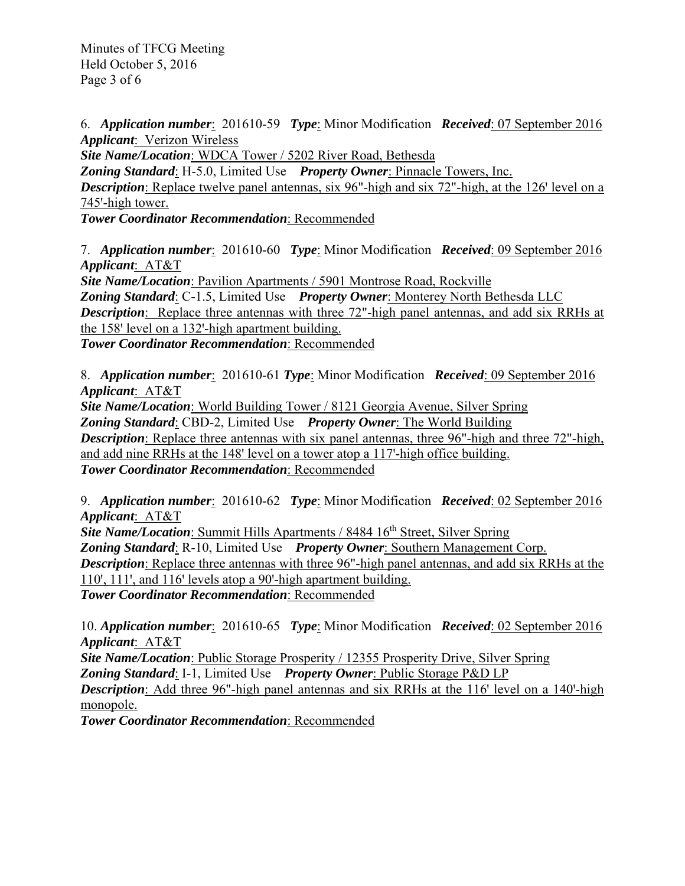6. ***Application number***: 201610-59 ***Type***: Minor Modification ***Received***: 07 September 2016
***Applicant***: Verizon Wireless
***Site Name/Location***: WDCA Tower / 5202 River Road, Bethesda
***Zoning Standard***: H-5.0, Limited Use ***Property Owner***: Pinnacle Towers, Inc.
***Description***: Replace twelve panel antennas, six 96"-high and six 72"-high, at the 126' level on a 745'-high tower.
***Tower Coordinator Recommendation***: Recommended

7. ***Application number***: 201610-60 ***Type***: Minor Modification ***Received***: 09 September 2016
***Applicant***: AT&T
***Site Name/Location***: Pavilion Apartments / 5901 Montrose Road, Rockville
***Zoning Standard***: C-1.5, Limited Use ***Property Owner***: Monterey North Bethesda LLC
***Description***: Replace three antennas with three 72"-high panel antennas, and add six RRHs at the 158' level on a 132'-high apartment building.
***Tower Coordinator Recommendation***: Recommended

8. ***Application number***: 201610-61 ***Type***: Minor Modification ***Received***: 09 September 2016
***Applicant***: AT&T
***Site Name/Location***: World Building Tower / 8121 Georgia Avenue, Silver Spring
***Zoning Standard***: CBD-2, Limited Use ***Property Owner***: The World Building
***Description***: Replace three antennas with six panel antennas, three 96"-high and three 72"-high, and add nine RRHs at the 148' level on a tower atop a 117'-high office building.
***Tower Coordinator Recommendation***: Recommended

9. ***Application number***: 201610-62 ***Type***: Minor Modification ***Received***: 02 September 2016
***Applicant***: AT&T
***Site Name/Location***: Summit Hills Apartments / 8484 16th Street, Silver Spring
***Zoning Standard***: R-10, Limited Use ***Property Owner***: Southern Management Corp.
***Description***: Replace three antennas with three 96"-high panel antennas, and add six RRHs at the 110', 111', and 116' levels atop a 90'-high apartment building.
***Tower Coordinator Recommendation***: Recommended

10. ***Application number***: 201610-65 ***Type***: Minor Modification ***Received***: 02 September 2016
***Applicant***: AT&T
***Site Name/Location***: Public Storage Prosperity / 12355 Prosperity Drive, Silver Spring
***Zoning Standard***: I-1, Limited Use ***Property Owner***: Public Storage P&D LP
***Description***: Add three 96"-high panel antennas and six RRHs at the 116' level on a 140'-high monopole.
***Tower Coordinator Recommendation***: Recommended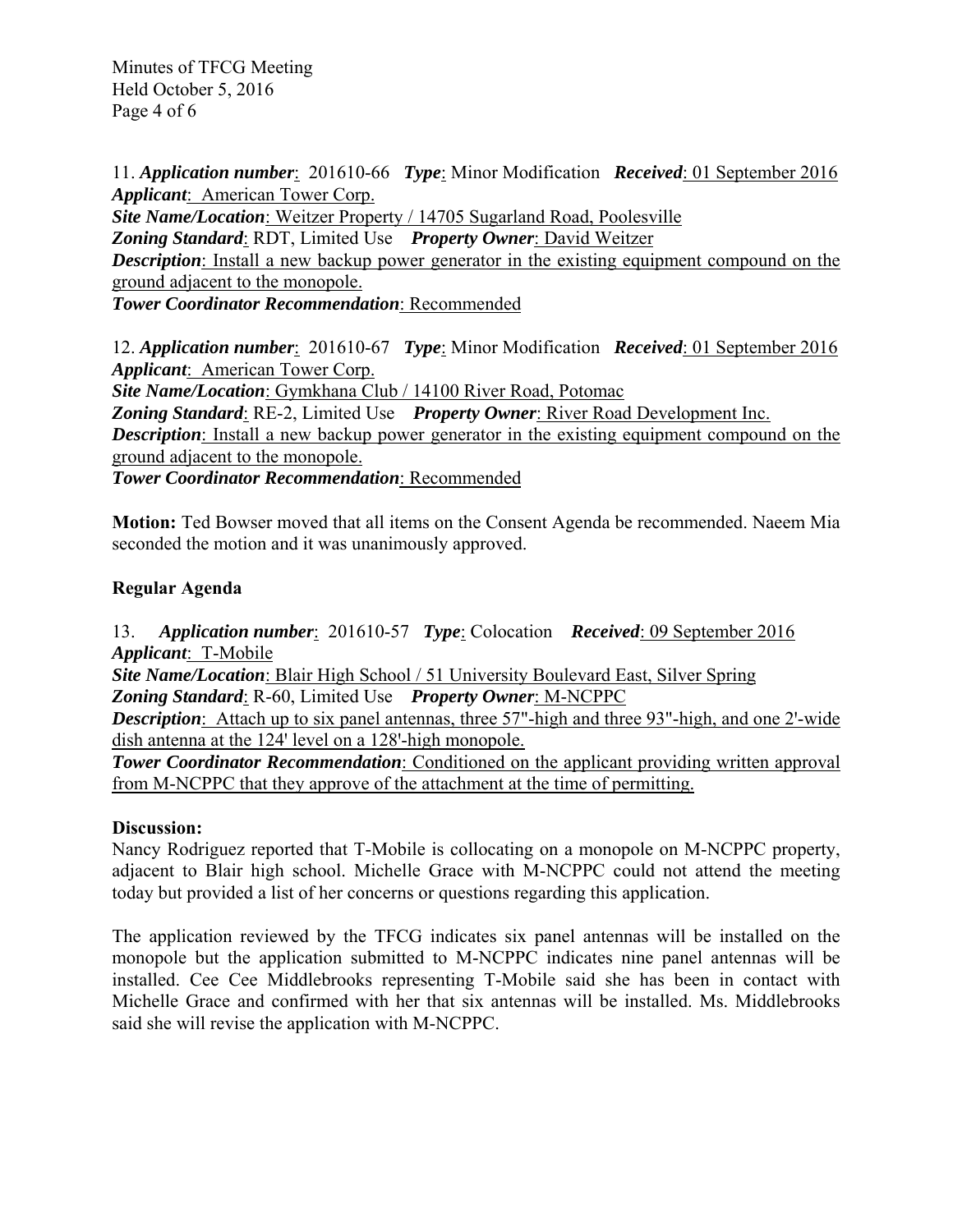11. ***Application number***: 201610-66 ***Type***: Minor Modification ***Received***: 01 September 2016
***Applicant***: American Tower Corp.
***Site Name/Location***: Weitzer Property / 14705 Sugarland Road, Poolesville
***Zoning Standard***: RDT, Limited Use ***Property Owner***: David Weitzer
***Description***: Install a new backup power generator in the existing equipment compound on the ground adjacent to the monopole.
***Tower Coordinator Recommendation***: Recommended

12. ***Application number***: 201610-67 ***Type***: Minor Modification ***Received***: 01 September 2016
***Applicant***: American Tower Corp.
***Site Name/Location***: Gymkhana Club / 14100 River Road, Potomac
***Zoning Standard***: RE-2, Limited Use ***Property Owner***: River Road Development Inc.
***Description***: Install a new backup power generator in the existing equipment compound on the ground adjacent to the monopole.
***Tower Coordinator Recommendation***: Recommended

**Motion:** Ted Bowser moved that all items on the Consent Agenda be recommended. Naeem Mia seconded the motion and it was unanimously approved.

## Regular Agenda

13. ***Application number***: 201610-57 ***Type***: Colocation ***Received***: 09 September 2016
***Applicant***: T-Mobile
***Site Name/Location***: Blair High School / 51 University Boulevard East, Silver Spring
***Zoning Standard***: R-60, Limited Use ***Property Owner***: M-NCPPC
***Description***: Attach up to six panel antennas, three 57"-high and three 93"-high, and one 2'-wide dish antenna at the 124' level on a 128'-high monopole.
***Tower Coordinator Recommendation***: Conditioned on the applicant providing written approval from M-NCPPC that they approve of the attachment at the time of permitting.

**Discussion:**
Nancy Rodriguez reported that T-Mobile is collocating on a monopole on M-NCPPC property, adjacent to Blair high school. Michelle Grace with M-NCPPC could not attend the meeting today but provided a list of her concerns or questions regarding this application.

The application reviewed by the TFCG indicates six panel antennas will be installed on the monopole but the application submitted to M-NCPPC indicates nine panel antennas will be installed. Cee Cee Middlebrooks representing T-Mobile said she has been in contact with Michelle Grace and confirmed with her that six antennas will be installed. Ms. Middlebrooks said she will revise the application with M-NCPPC.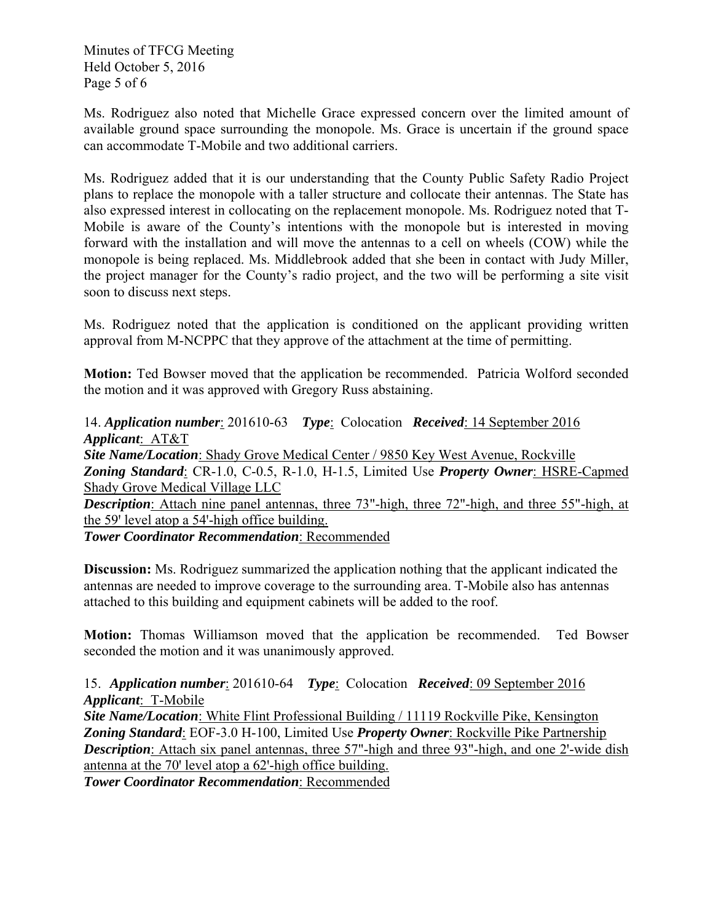Ms. Rodriguez also noted that Michelle Grace expressed concern over the limited amount of available ground space surrounding the monopole. Ms. Grace is uncertain if the ground space can accommodate T-Mobile and two additional carriers.

Ms. Rodriguez added that it is our understanding that the County Public Safety Radio Project plans to replace the monopole with a taller structure and collocate their antennas. The State has also expressed interest in collocating on the replacement monopole. Ms. Rodriguez noted that T-Mobile is aware of the County's intentions with the monopole but is interested in moving forward with the installation and will move the antennas to a cell on wheels (COW) while the monopole is being replaced. Ms. Middlebrook added that she been in contact with Judy Miller, the project manager for the County's radio project, and the two will be performing a site visit soon to discuss next steps.

Ms. Rodriguez noted that the application is conditioned on the applicant providing written approval from M-NCPPC that they approve of the attachment at the time of permitting.

**Motion:** Ted Bowser moved that the application be recommended. Patricia Wolford seconded the motion and it was approved with Gregory Russ abstaining.

14. ***Application number***: 201610-63 ***Type***: Colocation ***Received***: 14 September 2016
***Applicant***: AT&T
***Site Name/Location***: Shady Grove Medical Center / 9850 Key West Avenue, Rockville
***Zoning Standard***: CR-1.0, C-0.5, R-1.0, H-1.5, Limited Use ***Property Owner***: HSRE-Capmed Shady Grove Medical Village LLC
***Description***: Attach nine panel antennas, three 73"-high, three 72"-high, and three 55"-high, at the 59' level atop a 54'-high office building.
***Tower Coordinator Recommendation***: Recommended

**Discussion:** Ms. Rodriguez summarized the application nothing that the applicant indicated the antennas are needed to improve coverage to the surrounding area. T-Mobile also has antennas attached to this building and equipment cabinets will be added to the roof.

**Motion:** Thomas Williamson moved that the application be recommended. Ted Bowser seconded the motion and it was unanimously approved.

15. ***Application number***: 201610-64 ***Type***: Colocation ***Received***: 09 September 2016
***Applicant***: T-Mobile
***Site Name/Location***: White Flint Professional Building / 11119 Rockville Pike, Kensington
***Zoning Standard***: EOF-3.0 H-100, Limited Use ***Property Owner***: Rockville Pike Partnership
***Description***: Attach six panel antennas, three 57"-high and three 93"-high, and one 2'-wide dish antenna at the 70' level atop a 62'-high office building.
***Tower Coordinator Recommendation***: Recommended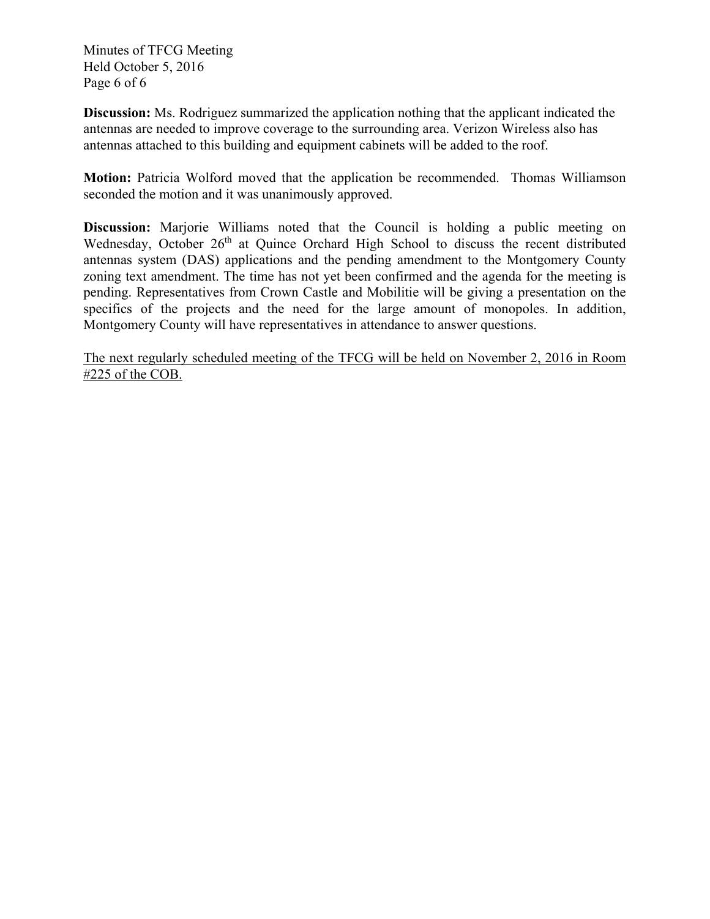**Discussion:** Ms. Rodriguez summarized the application nothing that the applicant indicated the antennas are needed to improve coverage to the surrounding area. Verizon Wireless also has antennas attached to this building and equipment cabinets will be added to the roof.

**Motion:** Patricia Wolford moved that the application be recommended. Thomas Williamson seconded the motion and it was unanimously approved.

**Discussion:** Marjorie Williams noted that the Council is holding a public meeting on Wednesday, October 26th at Quince Orchard High School to discuss the recent distributed antennas system (DAS) applications and the pending amendment to the Montgomery County zoning text amendment. The time has not yet been confirmed and the agenda for the meeting is pending. Representatives from Crown Castle and Mobilitie will be giving a presentation on the specifics of the projects and the need for the large amount of monopoles. In addition, Montgomery County will have representatives in attendance to answer questions.

<u>The next regularly scheduled meeting of the TFCG will be held on November 2, 2016 in Room #225 of the COB.</u>